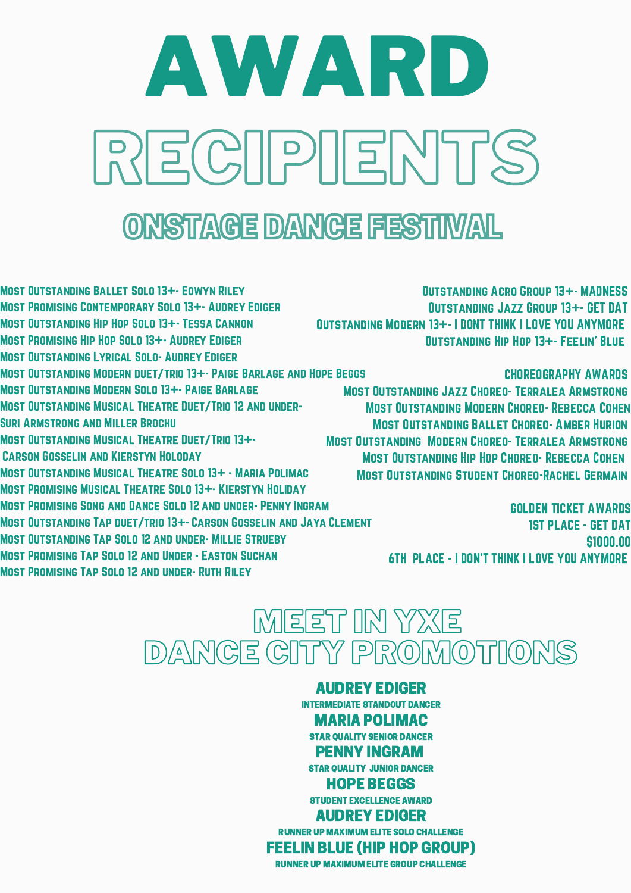# AWARD

# RECIPIENTS

## ONSTAGE DANCE FESTIVAL

Most Outstanding Ballet Solo 13+- Eowyn Riley
Most Promising Contemporary Solo 13+- Audrey Ediger
Most Outstanding Hip Hop Solo 13+- Tessa Cannon
Most Promising Hip Hop Solo 13+- Audrey Ediger
Most Outstanding Lyrical Solo- Audrey Ediger
Most Outstanding Modern duet/trio 13+- Paige Barlage and Hope Beggs
Most Outstanding Modern Solo 13+- Paige Barlage
Most Outstanding Musical Theatre Duet/Trio 12 and under-
Suri Armstrong and Miller Brochu
Most Outstanding Musical Theatre Duet/Trio 13+-
Carson Gosselin and Kierstyn Holoday
Most Outstanding Musical Theatre Solo 13+ - Maria Polimac
Most Promising Musical Theatre Solo 13+- Kierstyn Holiday
Most Promising Song and Dance Solo 12 and under- Penny Ingram
Most Outstanding Tap duet/trio 13+- Carson Gosselin and Jaya Clement
Most Outstanding Tap Solo 12 and under- Millie Strueby
Most Promising Tap Solo 12 and Under - Easton Suchan
Most Promising Tap Solo 12 and under- Ruth Riley

Outstanding Acro Group 13+- MADNESS
Outstanding Jazz Group 13+- GET DAT
Outstanding Modern 13+- I DONT THINK I LOVE YOU ANYMORE
Outstanding Hip Hop 13+- FEELIN' BLUE

CHOREOGRAPHY AWARDS
Most Outstanding Jazz Choreo- Terralea Armstrong
Most Outstanding Modern Choreo- Rebecca Cohen
Most Outstanding Ballet Choreo- Amber Hurion
Most Outstanding Modern Choreo- Terralea Armstrong
Most Outstanding Hip Hop Choreo- Rebecca Cohen
Most Outstanding Student Choreo-Rachel Germain

GOLDEN TICKET AWARDS
1ST PLACE - GET DAT
$1000.00
6TH PLACE - I DON'T THINK I LOVE YOU ANYMORE

## MEET IN YXE DANCE CITY PROMOTIONS

**AUDREY EDIGER**
INTERMEDIATE STANDOUT DANCER

**MARIA POLIMAC**
STAR QUALITY SENIOR DANCER

**PENNY INGRAM**
STAR QUALITY JUNIOR DANCER

**HOPE BEGGS**
STUDENT EXCELLENCE AWARD

**AUDREY EDIGER**
RUNNER UP MAXIMUM ELITE SOLO CHALLENGE

**FEELIN BLUE (HIP HOP GROUP)**
RUNNER UP MAXIMUM ELITE GROUP CHALLENGE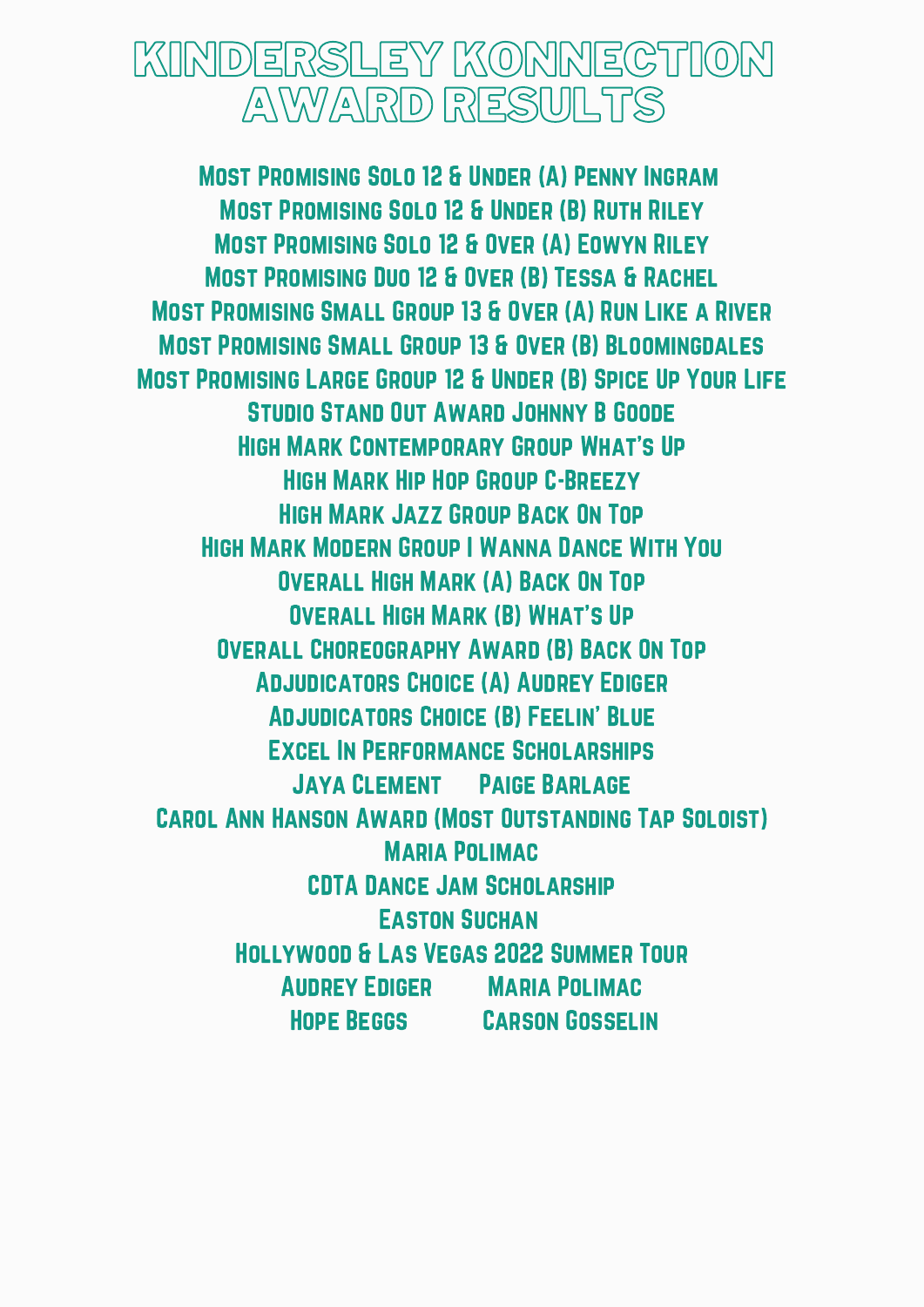# Kindersley Konnection Award Results

Most Promising Solo 12 & Under (A) Penny Ingram

Most Promising Solo 12 & Under (B) Ruth Riley

Most Promising Solo 12 & Over (A) Eowyn Riley

Most Promising Duo 12 & Over (B) Tessa & Rachel

Most Promising Small Group 13 & Over (A) Run Like a River

Most Promising Small Group 13 & Over (B) Bloomingdales

Most Promising Large Group 12 & Under (B) Spice Up Your Life

Studio Stand Out Award Johnny B Goode

High Mark Contemporary Group What's Up

High Mark Hip Hop Group C-Breezy

High Mark Jazz Group Back On Top

High Mark Modern Group I Wanna Dance With You

Overall High Mark (A) Back On Top

Overall High Mark (B) What's Up

Overall Choreography Award (B) Back On Top

Adjudicators Choice (A) Audrey Ediger

Adjudicators Choice (B) Feelin' Blue

Excel In Performance Scholarships

Jaya Clement Paige Barlage

Carol Ann Hanson Award (Most Outstanding Tap Soloist)

Maria Polimac

CDTA Dance Jam Scholarship

Easton Suchan

Hollywood & Las Vegas 2022 Summer Tour

Audrey Ediger Maria Polimac

Hope Beggs Carson Gosselin